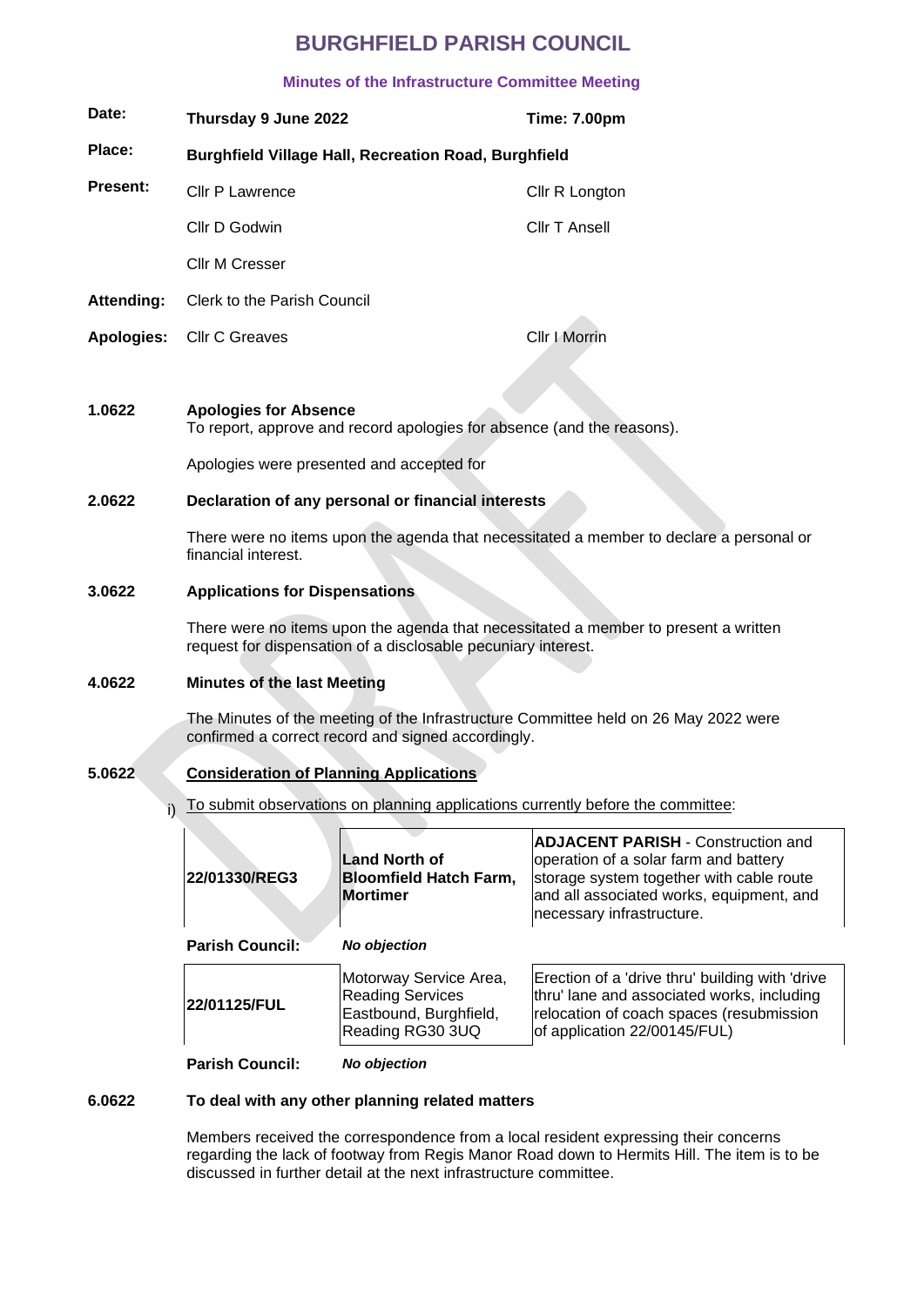# BURGHFIELD PARISH COUNCIL

### Minutes of the Infrastructure Committee Meeting

| | | |
|---|---|---|
| **Date:** | **Thursday 9 June 2022** | **Time: 7.00pm** |
| **Place:** | **Burghfield Village Hall, Recreation Road, Burghfield** | |
| **Present:** | Cllr P Lawrence | Cllr R Longton |
| | Cllr D Godwin | Cllr T Ansell |
| | Cllr M Cresser | |
| **Attending:** | Clerk to the Parish Council | |
| **Apologies:** | Cllr C Greaves | Cllr I Morrin |

**1.0622 Apologies for Absence**

To report, approve and record apologies for absence (and the reasons).

Apologies were presented and accepted for

**2.0622 Declaration of any personal or financial interests**

There were no items upon the agenda that necessitated a member to declare a personal or financial interest.

**3.0622 Applications for Dispensations**

There were no items upon the agenda that necessitated a member to present a written request for dispensation of a disclosable pecuniary interest.

**4.0622 Minutes of the last Meeting**

The Minutes of the meeting of the Infrastructure Committee held on 26 May 2022 were confirmed a correct record and signed accordingly.

**5.0622 Consideration of Planning Applications**

i) To submit observations on planning applications currently before the committee:

| | | |
|---|---|---|
| **22/01330/REG3** | **Land North of Bloomfield Hatch Farm, Mortimer** | **ADJACENT PARISH** - Construction and operation of a solar farm and battery storage system together with cable route and all associated works, equipment, and necessary infrastructure. |
| **Parish Council:** | ***No objection*** | |
| **22/01125/FUL** | Motorway Service Area, Reading Services Eastbound, Burghfield, Reading RG30 3UQ | Erection of a 'drive thru' building with 'drive thru' lane and associated works, including relocation of coach spaces (resubmission of application 22/00145/FUL) |
| **Parish Council:** | ***No objection*** | |

**6.0622 To deal with any other planning related matters**

Members received the correspondence from a local resident expressing their concerns regarding the lack of footway from Regis Manor Road down to Hermits Hill. The item is to be discussed in further detail at the next infrastructure committee.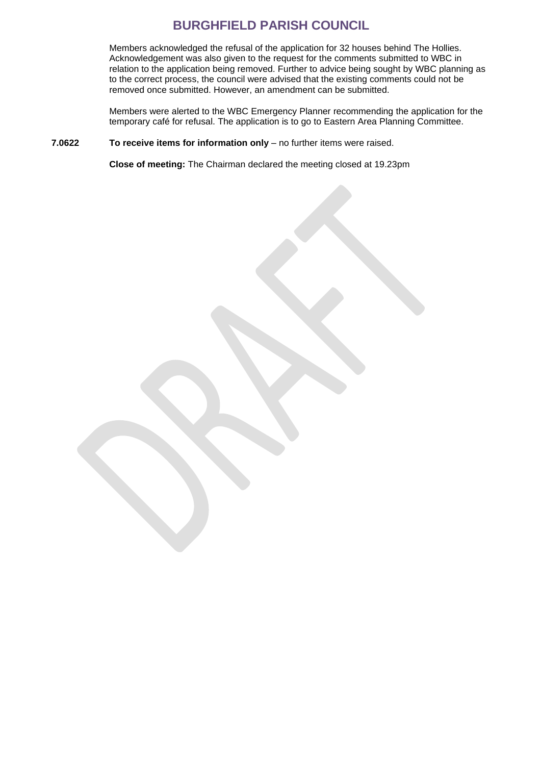Members acknowledged the refusal of the application for 32 houses behind The Hollies. Acknowledgement was also given to the request for the comments submitted to WBC in relation to the application being removed. Further to advice being sought by WBC planning as to the correct process, the council were advised that the existing comments could not be removed once submitted. However, an amendment can be submitted.

Members were alerted to the WBC Emergency Planner recommending the application for the temporary café for refusal. The application is to go to Eastern Area Planning Committee.

**7.0622** **To receive items for information only** – no further items were raised.

**Close of meeting:** The Chairman declared the meeting closed at 19.23pm